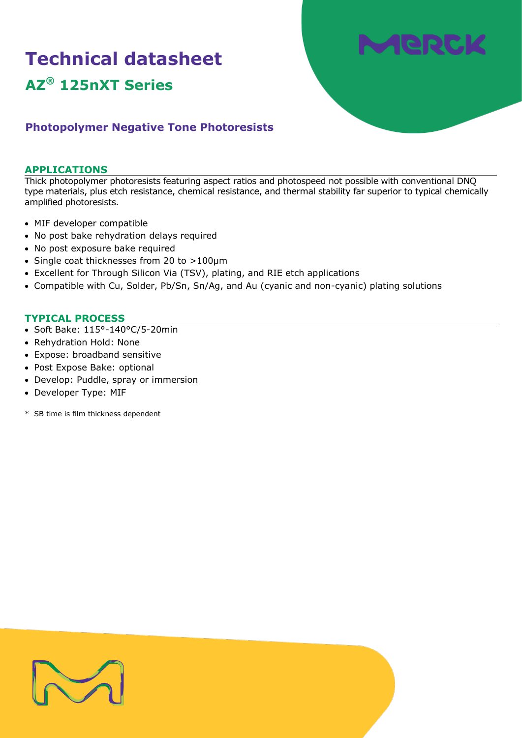# Technical datasheet

## AZ® 125nXT Series

### Photopolymer Negative Tone Photoresists

## APPLICATIONS

Thick photopolymer photoresists featuring aspect ratios and photospeed not possible with conventional DNQ type materials, plus etch resistance, chemical resistance, and thermal stability far superior to typical chemically amplified photoresists.

- MIF developer compatible
- No post bake rehydration delays required
- No post exposure bake required
- Single coat thicknesses from 20 to >100µm
- Excellent for Through Silicon Via (TSV), plating, and RIE etch applications
- Compatible with Cu, Solder, Pb/Sn, Sn/Ag, and Au (cyanic and non-cyanic) plating solutions

## TYPICAL PROCESS

- Soft Bake: 115°-140°C/5-20min
- Rehydration Hold: None
- Expose: broadband sensitive
- Post Expose Bake: optional
- Develop: Puddle, spray or immersion
- Developer Type: MIF

\* SB time is film thickness dependent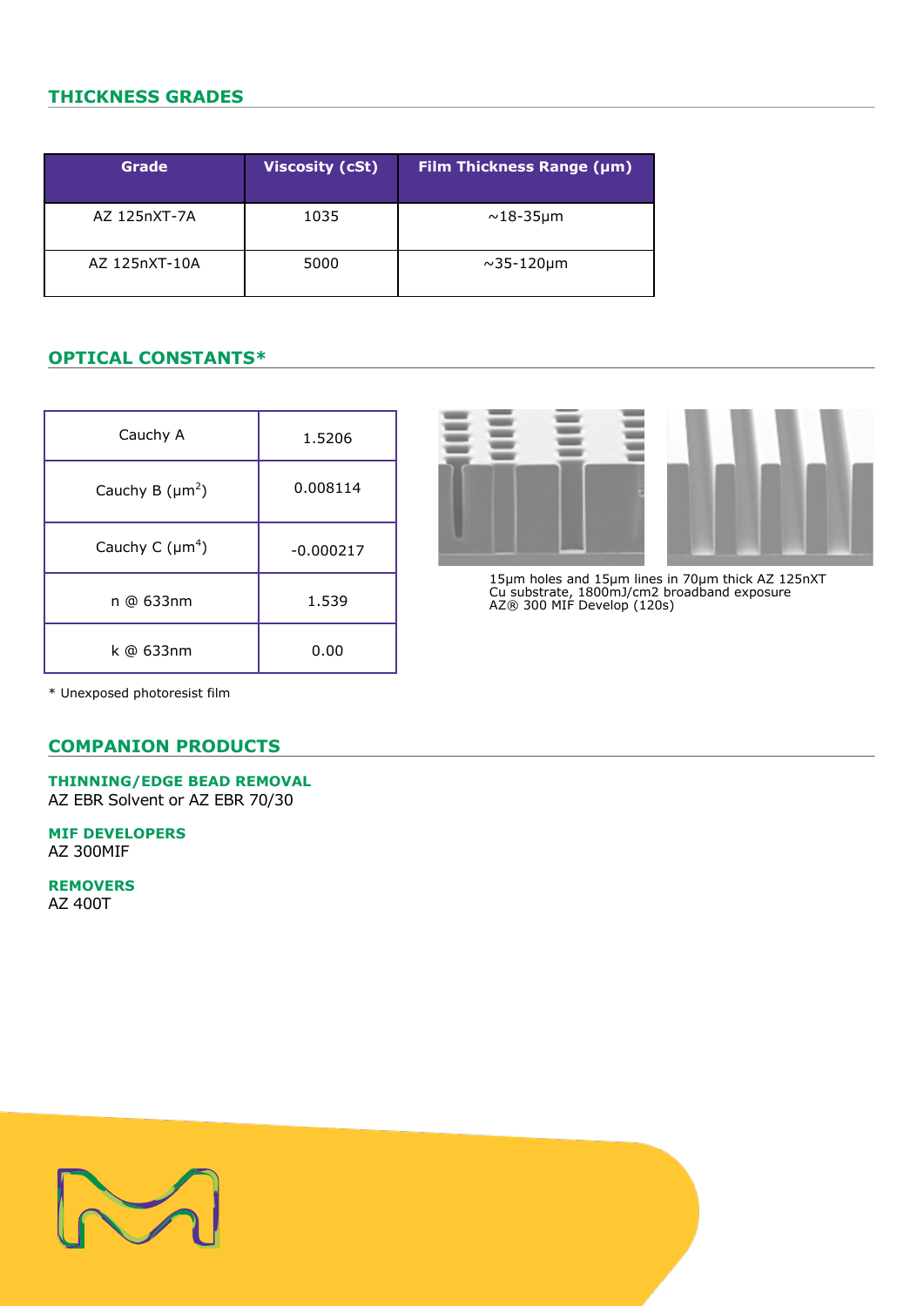## THICKNESS GRADES

| Grade | Viscosity (cSt) | Film Thickness Range (µm) |
|---|---|---|
| AZ 125nXT-7A | 1035 | ~18-35µm |
| AZ 125nXT-10A | 5000 | ~35-120µm |

## OPTICAL CONSTANTS*

| | |
|---|---|
| Cauchy A | 1.5206 |
| Cauchy B ($\mu m^2$) | 0.008114 |
| Cauchy C ($\mu m^4$) | -0.000217 |
| n @ 633nm | 1.539 |
| k @ 633nm | 0.00 |

\* Unexposed photoresist film

15µm holes and 15µm lines in 70µm thick AZ 125nXT
Cu substrate, 1800mJ/cm2 broadband exposure
AZ® 300 MIF Develop (120s)

## COMPANION PRODUCTS

**THINNING/EDGE BEAD REMOVAL**
AZ EBR Solvent or AZ EBR 70/30

**MIF DEVELOPERS**
AZ 300MIF

**REMOVERS**
AZ 400T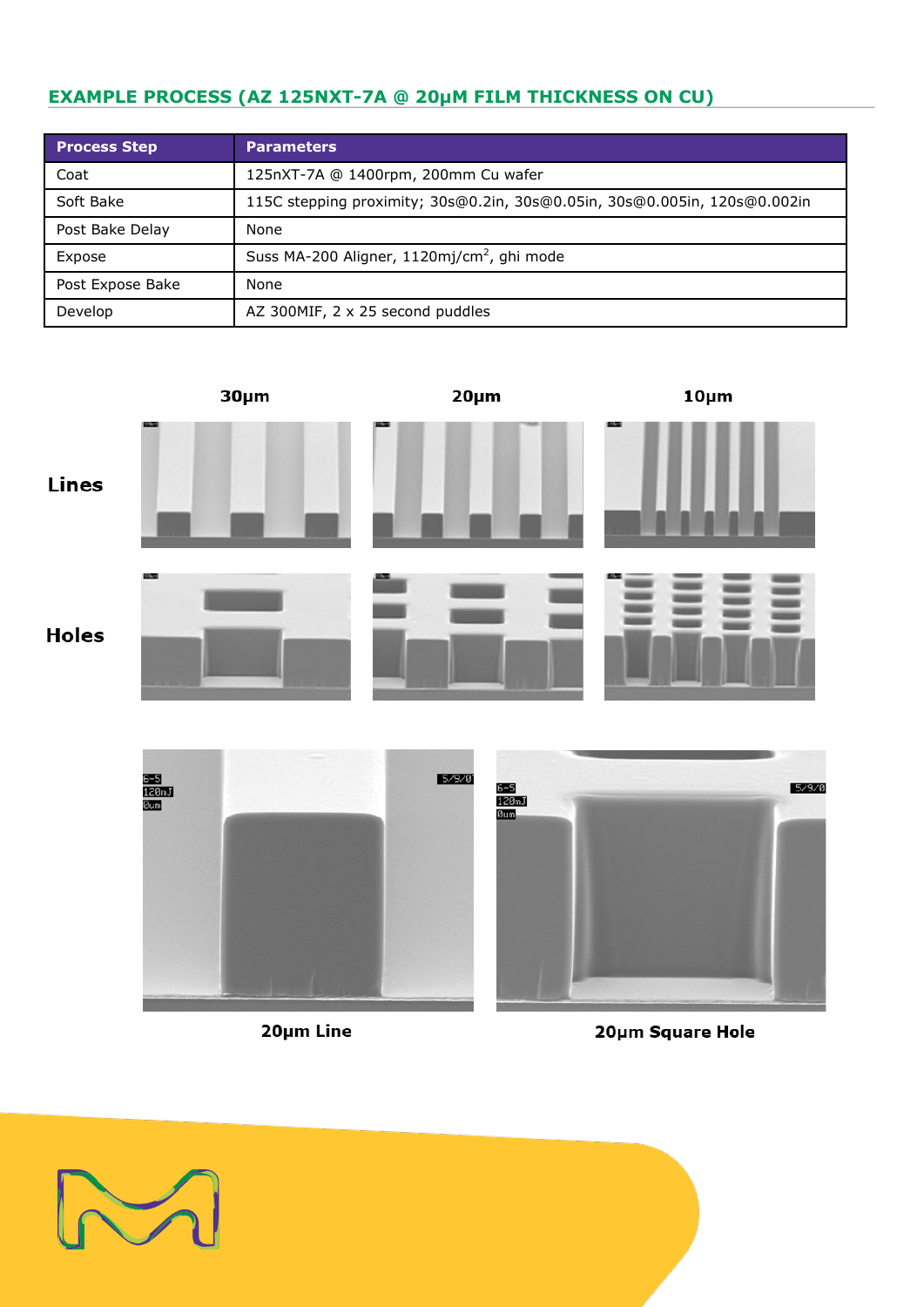## EXAMPLE PROCESS (AZ 125NXT-7A @ 20μM FILM THICKNESS ON CU)

| Process Step | Parameters |
| --- | --- |
| Coat | 125nXT-7A @ 1400rpm, 200mm Cu wafer |
| Soft Bake | 115C stepping proximity; 30s@0.2in, 30s@0.05in, 30s@0.005in, 120s@0.002in |
| Post Bake Delay | None |
| Expose | Suss MA-200 Aligner, 1120mj/cm$^2$, ghi mode |
| Post Expose Bake | None |
| Develop | AZ 300MIF, 2 x 25 second puddles |

30μm 20μm 10μm

Lines

Holes

20μm Line

20μm Square Hole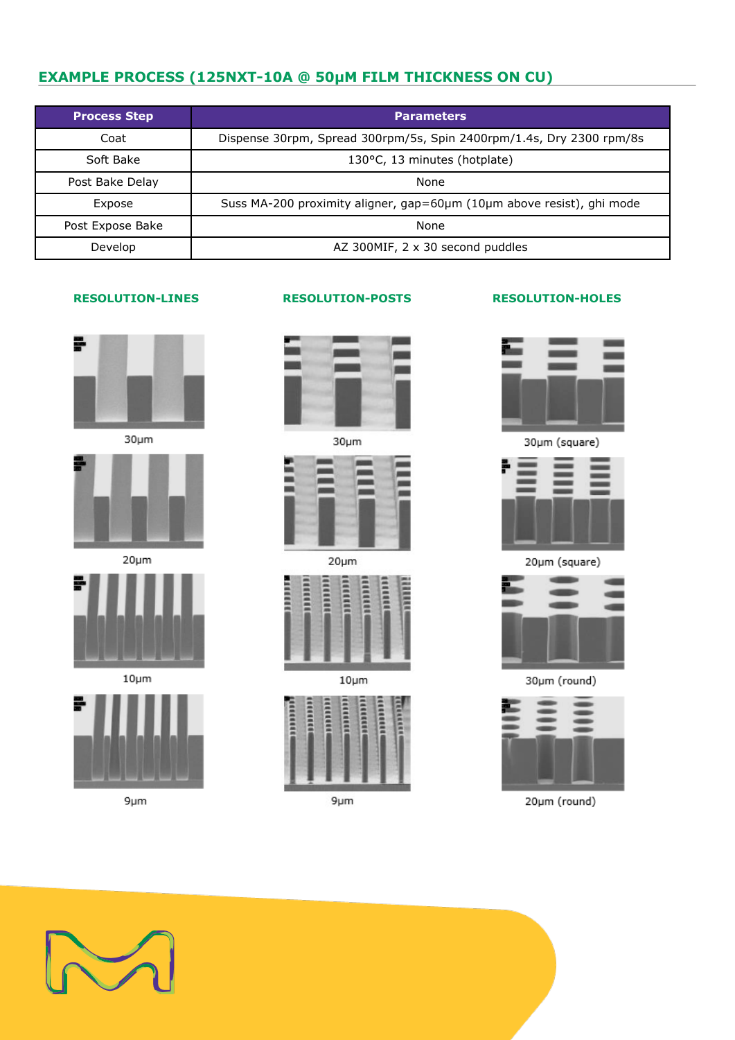## EXAMPLE PROCESS (125NXT-10A @ 50µM FILM THICKNESS ON CU)

| Process Step | Parameters |
|---|---|
| Coat | Dispense 30rpm, Spread 300rpm/5s, Spin 2400rpm/1.4s, Dry 2300 rpm/8s |
| Soft Bake | 130°C, 13 minutes (hotplate) |
| Post Bake Delay | None |
| Expose | Suss MA-200 proximity aligner, gap=60µm (10µm above resist), ghi mode |
| Post Expose Bake | None |
| Develop | AZ 300MIF, 2 x 30 second puddles |

### RESOLUTION-LINES

30µm

20µm

10µm

9µm

### RESOLUTION-POSTS

30µm

20µm

10µm

9µm

### RESOLUTION-HOLES

30µm (square)

20µm (square)

30µm (round)

20µm (round)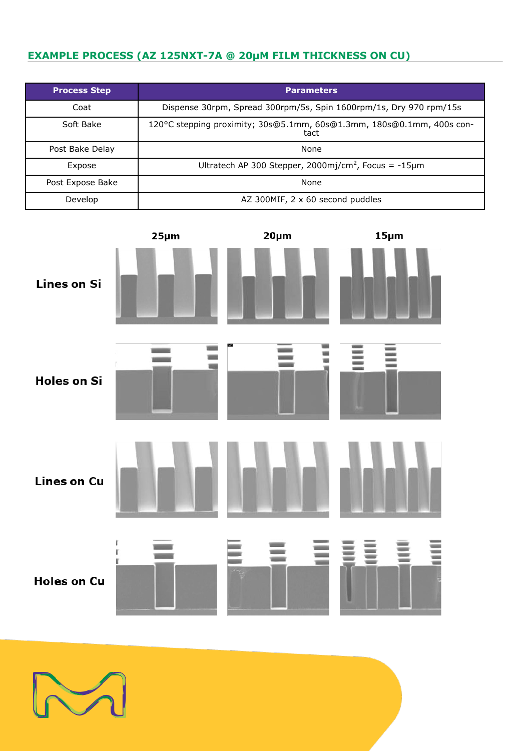## EXAMPLE PROCESS (AZ 125NXT-7A @ 20µM FILM THICKNESS ON CU)

| Process Step | Parameters |
|---|---|
| Coat | Dispense 30rpm, Spread 300rpm/5s, Spin 1600rpm/1s, Dry 970 rpm/15s |
| Soft Bake | 120°C stepping proximity; 30s@5.1mm, 60s@1.3mm, 180s@0.1mm, 400s contact |
| Post Bake Delay | None |
| Expose | Ultratech AP 300 Stepper, 2000mj/cm$^2$, Focus = -15µm |
| Post Expose Bake | None |
| Develop | AZ 300MIF, 2 x 60 second puddles |

| | 25µm | 20µm | 15µm |
|---|---|---|---|
| **Lines on Si** | | | |
| **Holes on Si** | | | |
| **Lines on Cu** | | | |
| **Holes on Cu** | | | |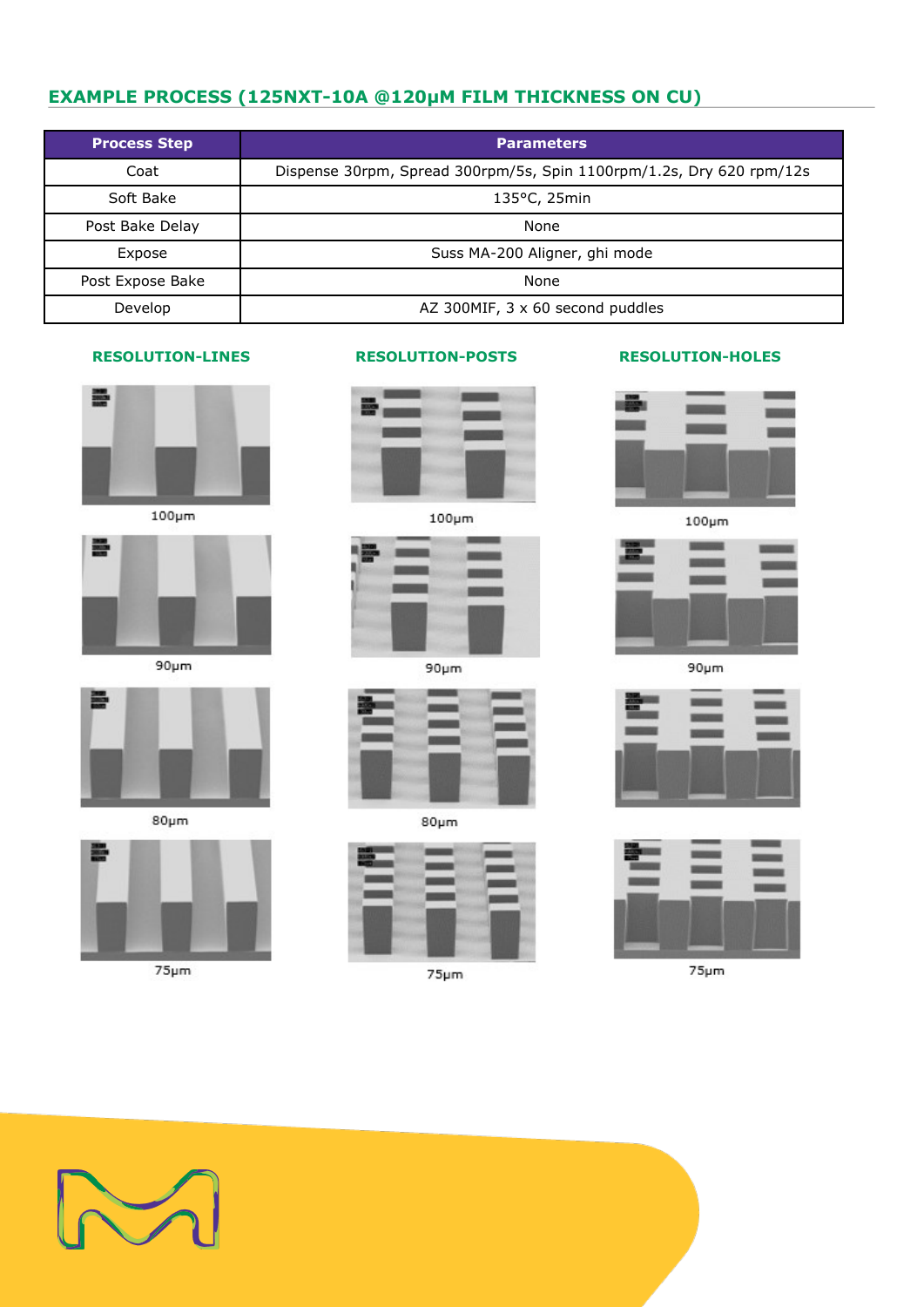## EXAMPLE PROCESS (125NXT-10A @120μM FILM THICKNESS ON CU)

| Process Step | Parameters |
|---|---|
| Coat | Dispense 30rpm, Spread 300rpm/5s, Spin 1100rpm/1.2s, Dry 620 rpm/12s |
| Soft Bake | 135°C, 25min |
| Post Bake Delay | None |
| Expose | Suss MA-200 Aligner, ghi mode |
| Post Expose Bake | None |
| Develop | AZ 300MIF, 3 x 60 second puddles |

### RESOLUTION-LINES

100μm

90μm

80μm

75μm

### RESOLUTION-POSTS

100μm

90μm

80μm

75μm

### RESOLUTION-HOLES

100μm

90μm

75μm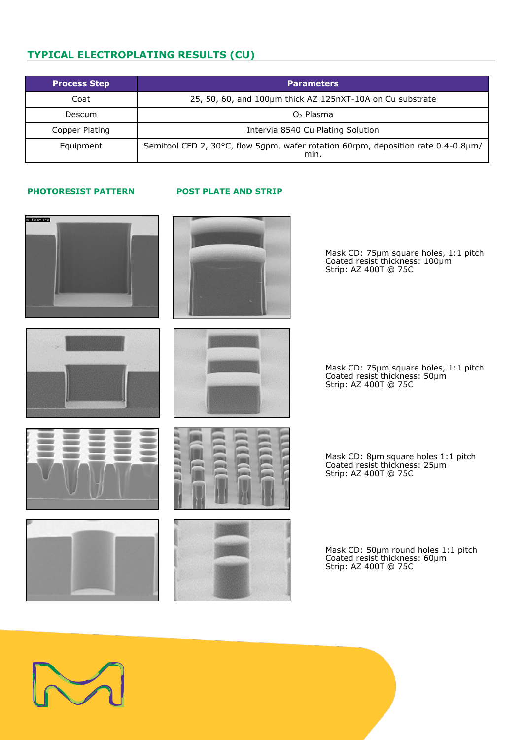## TYPICAL ELECTROPLATING RESULTS (CU)

| Process Step | Parameters |
| --- | --- |
| Coat | 25, 50, 60, and 100μm thick AZ 125nXT-10A on Cu substrate |
| Descum | $O_2$ Plasma |
| Copper Plating | Intervia 8540 Cu Plating Solution |
| Equipment | Semitool CFD 2, 30°C, flow 5gpm, wafer rotation 60rpm, deposition rate 0.4-0.8μm/min. |

**PHOTORESIST PATTERN**

**POST PLATE AND STRIP**

Mask CD: 75μm square holes, 1:1 pitch
Coated resist thickness: 100μm
Strip: AZ 400T @ 75C

Mask CD: 75μm square holes, 1:1 pitch
Coated resist thickness: 50μm
Strip: AZ 400T @ 75C

Mask CD: 8μm square holes 1:1 pitch
Coated resist thickness: 25μm
Strip: AZ 400T @ 75C

Mask CD: 50μm round holes 1:1 pitch
Coated resist thickness: 60μm
Strip: AZ 400T @ 75C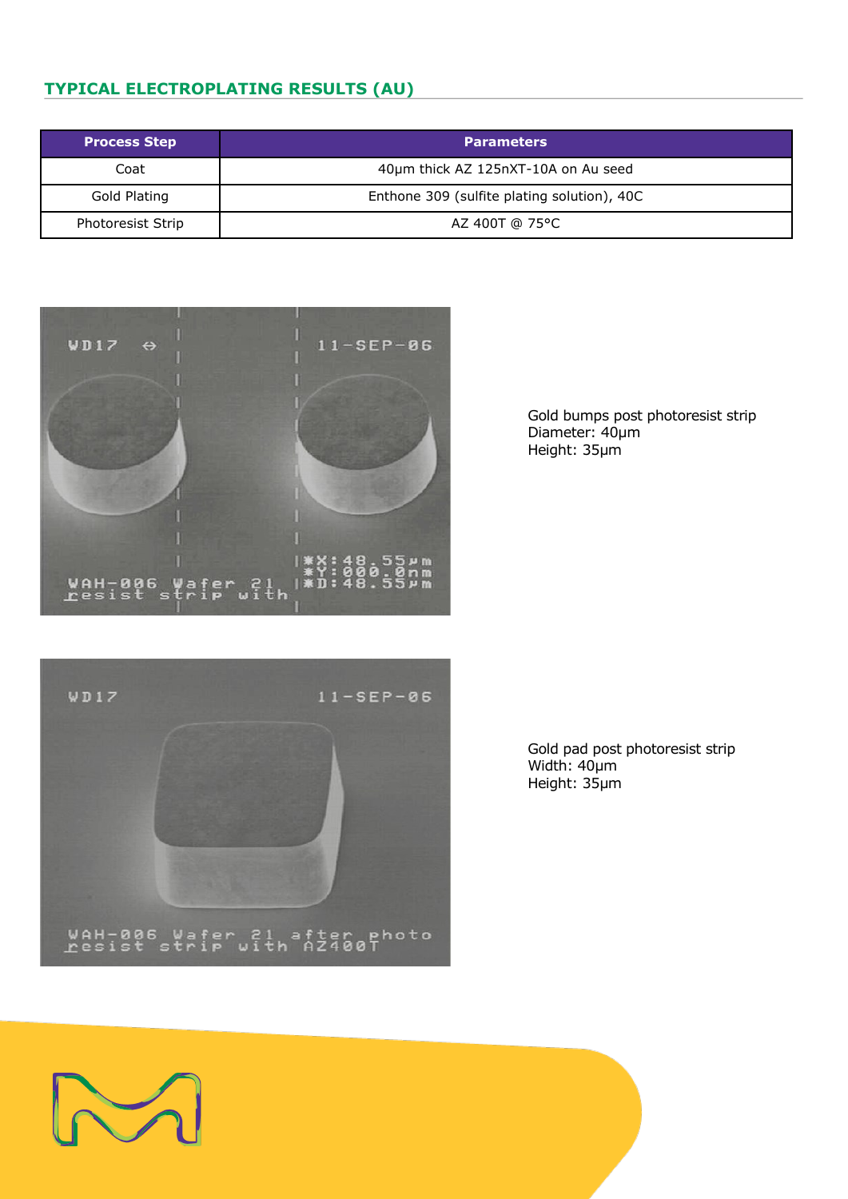## TYPICAL ELECTROPLATING RESULTS (AU)

| Process Step | Parameters |
| --- | --- |
| Coat | 40µm thick AZ 125nXT-10A on Au seed |
| Gold Plating | Enthone 309 (sulfite plating solution), 40C |
| Photoresist Strip | AZ 400T @ 75°C |

Gold bumps post photoresist strip
Diameter: 40µm
Height: 35µm

Gold pad post photoresist strip
Width: 40µm
Height: 35µm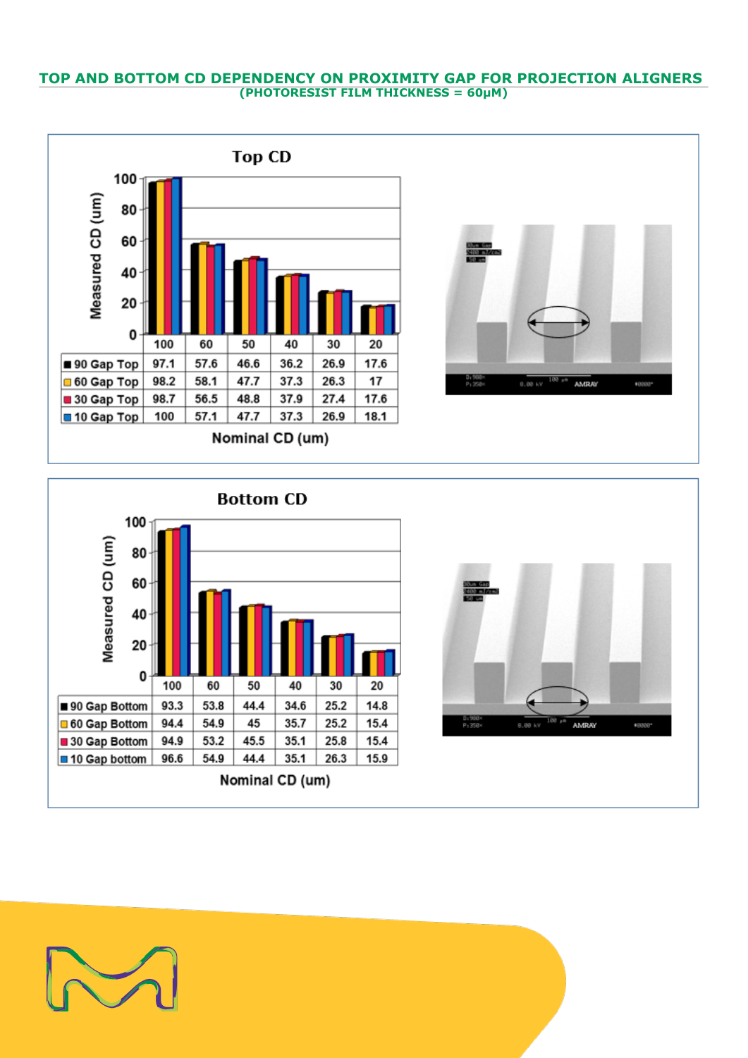## TOP AND BOTTOM CD DEPENDENCY ON PROXIMITY GAP FOR PROJECTION ALIGNERS

**(PHOTORESIST FILM THICKNESS = 60µM)**

### Top CD

| Nominal CD (um) | 100 | 60 | 50 | 40 | 30 | 20 |
|---|---|---|---|---|---|---|
| 90 Gap Top | 97.1 | 57.6 | 46.6 | 36.2 | 26.9 | 17.6 |
| 60 Gap Top | 98.2 | 58.1 | 47.7 | 37.3 | 26.3 | 17 |
| 30 Gap Top | 98.7 | 56.5 | 48.8 | 37.9 | 27.4 | 17.6 |
| 10 Gap Top | 100 | 57.1 | 47.7 | 37.3 | 26.9 | 18.1 |

### Bottom CD

| Nominal CD (um) | 100 | 60 | 50 | 40 | 30 | 20 |
|---|---|---|---|---|---|---|
| 90 Gap Bottom | 93.3 | 53.8 | 44.4 | 34.6 | 25.2 | 14.8 |
| 60 Gap Bottom | 94.4 | 54.9 | 45 | 35.7 | 25.2 | 15.4 |
| 30 Gap Bottom | 94.9 | 53.2 | 45.5 | 35.1 | 25.8 | 15.4 |
| 10 Gap bottom | 96.6 | 54.9 | 44.4 | 35.1 | 26.3 | 15.9 |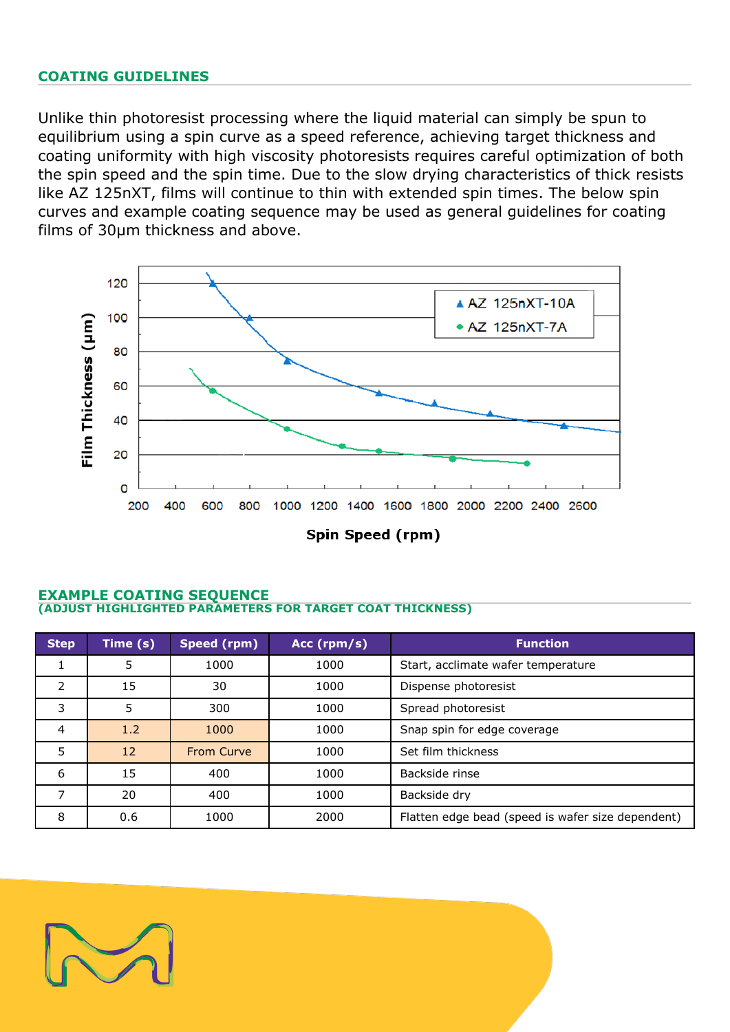## COATING GUIDELINES

Unlike thin photoresist processing where the liquid material can simply be spun to equilibrium using a spin curve as a speed reference, achieving target thickness and coating uniformity with high viscosity photoresists requires careful optimization of both the spin speed and the spin time. Due to the slow drying characteristics of thick resists like AZ 125nXT, films will continue to thin with extended spin times. The below spin curves and example coating sequence may be used as general guidelines for coating films of 30µm thickness and above.

## EXAMPLE COATING SEQUENCE
### (ADJUST HIGHLIGHTED PARAMETERS FOR TARGET COAT THICKNESS)

| Step | Time (s) | Speed (rpm) | Acc (rpm/s) | Function |
|---|---|---|---|---|
| 1 | 5 | 1000 | 1000 | Start, acclimate wafer temperature |
| 2 | 15 | 30 | 1000 | Dispense photoresist |
| 3 | 5 | 300 | 1000 | Spread photoresist |
| 4 | 1.2 | 1000 | 1000 | Snap spin for edge coverage |
| 5 | 12 | From Curve | 1000 | Set film thickness |
| 6 | 15 | 400 | 1000 | Backside rinse |
| 7 | 20 | 400 | 1000 | Backside dry |
| 8 | 0.6 | 1000 | 2000 | Flatten edge bead (speed is wafer size dependent) |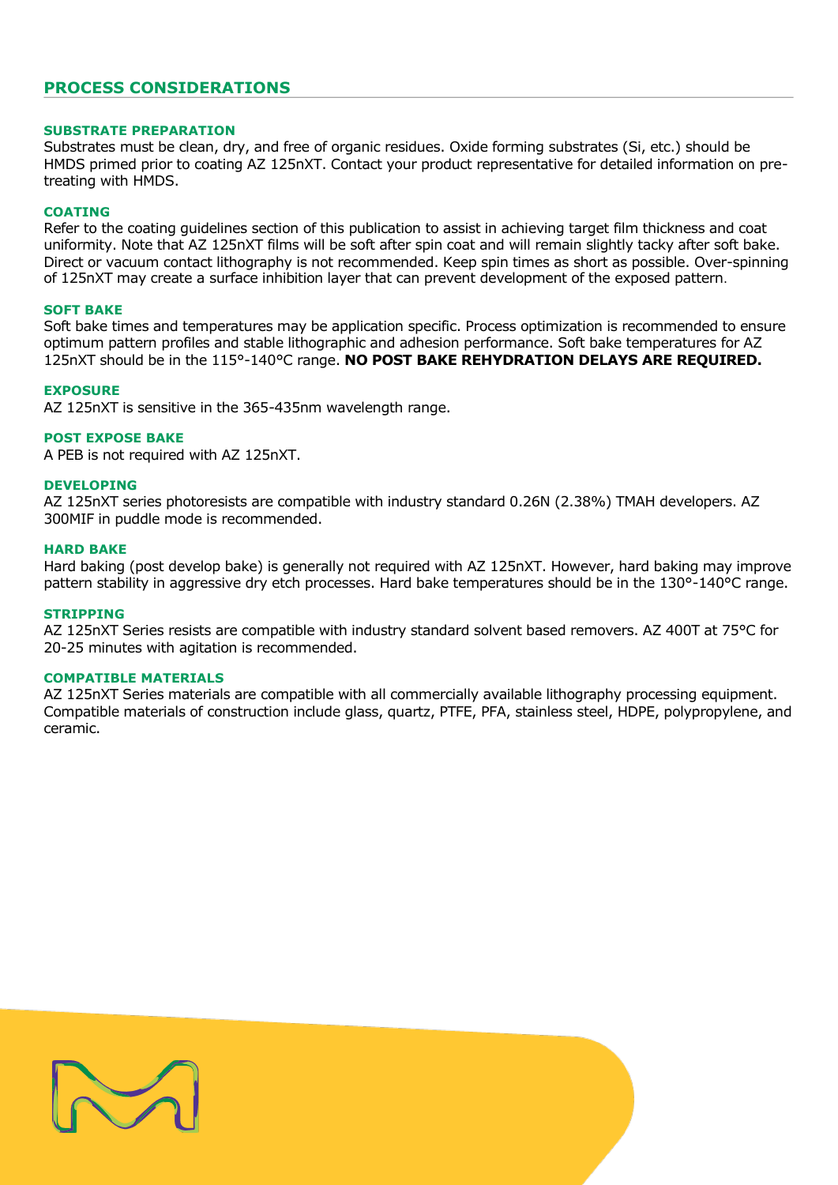## PROCESS CONSIDERATIONS

### SUBSTRATE PREPARATION

Substrates must be clean, dry, and free of organic residues. Oxide forming substrates (Si, etc.) should be HMDS primed prior to coating AZ 125nXT. Contact your product representative for detailed information on pre-treating with HMDS.

### COATING

Refer to the coating guidelines section of this publication to assist in achieving target film thickness and coat uniformity. Note that AZ 125nXT films will be soft after spin coat and will remain slightly tacky after soft bake. Direct or vacuum contact lithography is not recommended. Keep spin times as short as possible. Over-spinning of 125nXT may create a surface inhibition layer that can prevent development of the exposed pattern.

### SOFT BAKE

Soft bake times and temperatures may be application specific. Process optimization is recommended to ensure optimum pattern profiles and stable lithographic and adhesion performance. Soft bake temperatures for AZ 125nXT should be in the 115°-140°C range. **NO POST BAKE REHYDRATION DELAYS ARE REQUIRED.**

### EXPOSURE

AZ 125nXT is sensitive in the 365-435nm wavelength range.

### POST EXPOSE BAKE

A PEB is not required with AZ 125nXT.

### DEVELOPING

AZ 125nXT series photoresists are compatible with industry standard 0.26N (2.38%) TMAH developers. AZ 300MIF in puddle mode is recommended.

### HARD BAKE

Hard baking (post develop bake) is generally not required with AZ 125nXT. However, hard baking may improve pattern stability in aggressive dry etch processes. Hard bake temperatures should be in the 130°-140°C range.

### STRIPPING

AZ 125nXT Series resists are compatible with industry standard solvent based removers. AZ 400T at 75°C for 20-25 minutes with agitation is recommended.

### COMPATIBLE MATERIALS

AZ 125nXT Series materials are compatible with all commercially available lithography processing equipment. Compatible materials of construction include glass, quartz, PTFE, PFA, stainless steel, HDPE, polypropylene, and ceramic.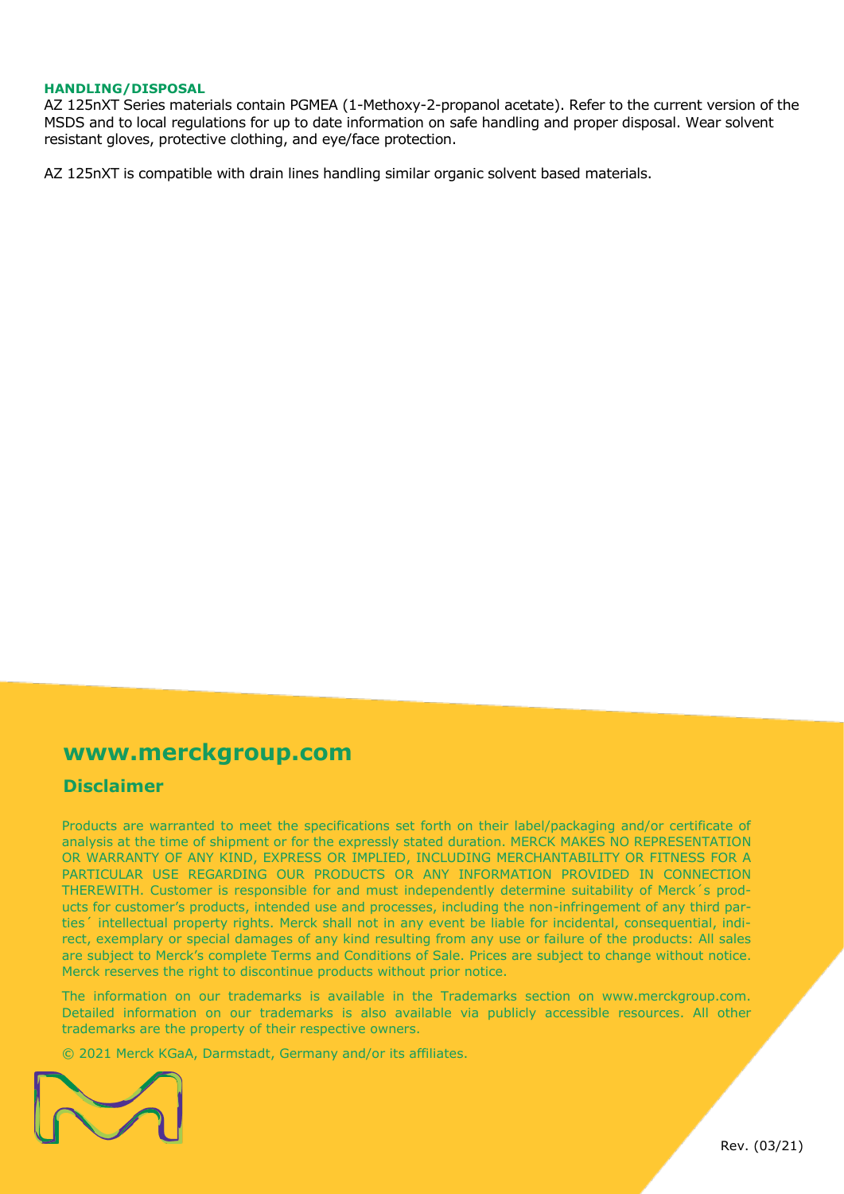#### HANDLING/DISPOSAL

AZ 125nXT Series materials contain PGMEA (1-Methoxy-2-propanol acetate). Refer to the current version of the MSDS and to local regulations for up to date information on safe handling and proper disposal. Wear solvent resistant gloves, protective clothing, and eye/face protection.

AZ 125nXT is compatible with drain lines handling similar organic solvent based materials.

## www.merckgroup.com

### Disclaimer

Products are warranted to meet the specifications set forth on their label/packaging and/or certificate of analysis at the time of shipment or for the expressly stated duration. MERCK MAKES NO REPRESENTATION OR WARRANTY OF ANY KIND, EXPRESS OR IMPLIED, INCLUDING MERCHANTABILITY OR FITNESS FOR A PARTICULAR USE REGARDING OUR PRODUCTS OR ANY INFORMATION PROVIDED IN CONNECTION THEREWITH. Customer is responsible for and must independently determine suitability of Merck´s products for customer's products, intended use and processes, including the non-infringement of any third parties´ intellectual property rights. Merck shall not in any event be liable for incidental, consequential, indirect, exemplary or special damages of any kind resulting from any use or failure of the products: All sales are subject to Merck's complete Terms and Conditions of Sale. Prices are subject to change without notice. Merck reserves the right to discontinue products without prior notice.

The information on our trademarks is available in the Trademarks section on www.merckgroup.com. Detailed information on our trademarks is also available via publicly accessible resources. All other trademarks are the property of their respective owners.

© 2021 Merck KGaA, Darmstadt, Germany and/or its affiliates.

Rev. (03/21)